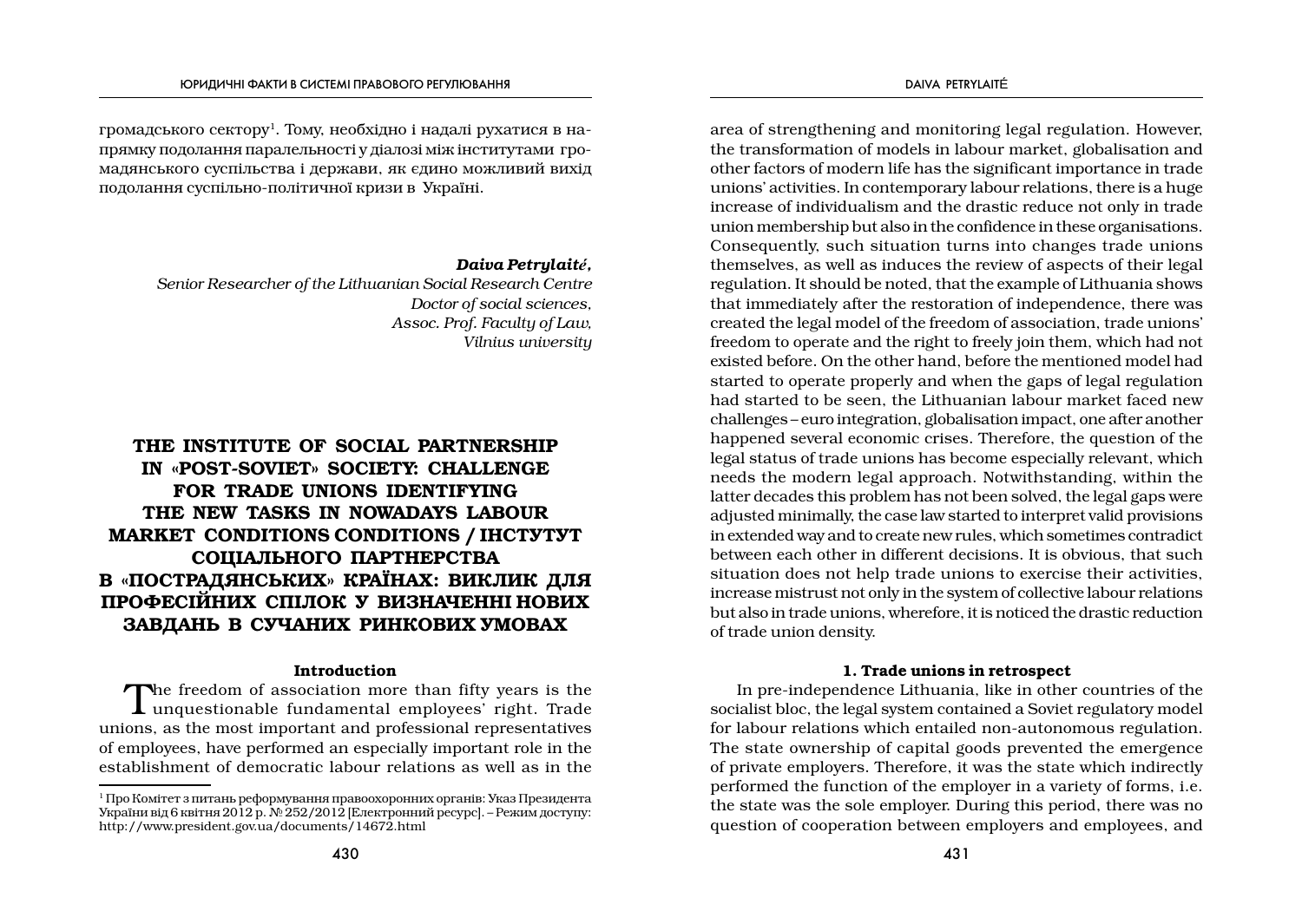громадського сектору[1]. Тому, необхідно і надалі рухатися в напрямку подолання паралельності у діалозі між інститутами громадянського суспільства і держави, як єдино можливий вихід подолання суспільно-політичної кризи в Україні.

***Daiva Petrylaitė,***
*Senior Researcher of the Lithuanian Social Research Centre*
*Doctor of social sciences,*
*Assoc. Prof. Faculty of Law,*
*Vilnius university*

# THE INSTITUTE OF SOCIAL PARTNERSHIP IN «POST-SOVIET» SOCIETY: CHALLENGE FOR TRADE UNIONS IDENTIFYING THE NEW TASKS IN NOWADAYS LABOUR MARKET CONDITIONS CONDITIONS / ІНСТУТУТ СОЦІАЛЬНОГО ПАРТНЕРСТВА В «ПОСТРАДЯНСЬКИХ» КРАЇНАХ: ВИКЛИК ДЛЯ ПРОФЕСІЙНИХ СПІЛОК У ВИЗНАЧЕННІ НОВИХ ЗАВДАНЬ В СУЧАНИХ РИНКОВИХ УМОВАХ

## Introduction

The freedom of association more than fifty years is the unquestionable fundamental employees' right. Trade unions, as the most important and professional representatives of employees, have performed an especially important role in the establishment of democratic labour relations as well as in the area of strengthening and monitoring legal regulation. However, the transformation of models in labour market, globalisation and other factors of modern life has the significant importance in trade unions' activities. In contemporary labour relations, there is a huge increase of individualism and the drastic reduce not only in trade union membership but also in the confidence in these organisations. Consequently, such situation turns into changes trade unions themselves, as well as induces the review of aspects of their legal regulation. It should be noted, that the example of Lithuania shows that immediately after the restoration of independence, there was created the legal model of the freedom of association, trade unions' freedom to operate and the right to freely join them, which had not existed before. On the other hand, before the mentioned model had started to operate properly and when the gaps of legal regulation had started to be seen, the Lithuanian labour market faced new challenges – euro integration, globalisation impact, one after another happened several economic crises. Therefore, the question of the legal status of trade unions has become especially relevant, which needs the modern legal approach. Notwithstanding, within the latter decades this problem has not been solved, the legal gaps were adjusted minimally, the case law started to interpret valid provisions in extended way and to create new rules, which sometimes contradict between each other in different decisions. It is obvious, that such situation does not help trade unions to exercise their activities, increase mistrust not only in the system of collective labour relations but also in trade unions, wherefore, it is noticed the drastic reduction of trade union density.

## 1. Trade unions in retrospect

In pre-independence Lithuania, like in other countries of the socialist bloc, the legal system contained a Soviet regulatory model for labour relations which entailed non-autonomous regulation. The state ownership of capital goods prevented the emergence of private employers. Therefore, it was the state which indirectly performed the function of the employer in a variety of forms, i.e. the state was the sole employer. During this period, there was no question of cooperation between employers and employees, and

---

[1] Про Комітет з питань реформування правоохоронних органів: Указ Президента України від 6 квітня 2012 р. № 252/2012 [Електронний ресурс]. – Режим доступу: http://www.president.gov.ua/documents/14672.html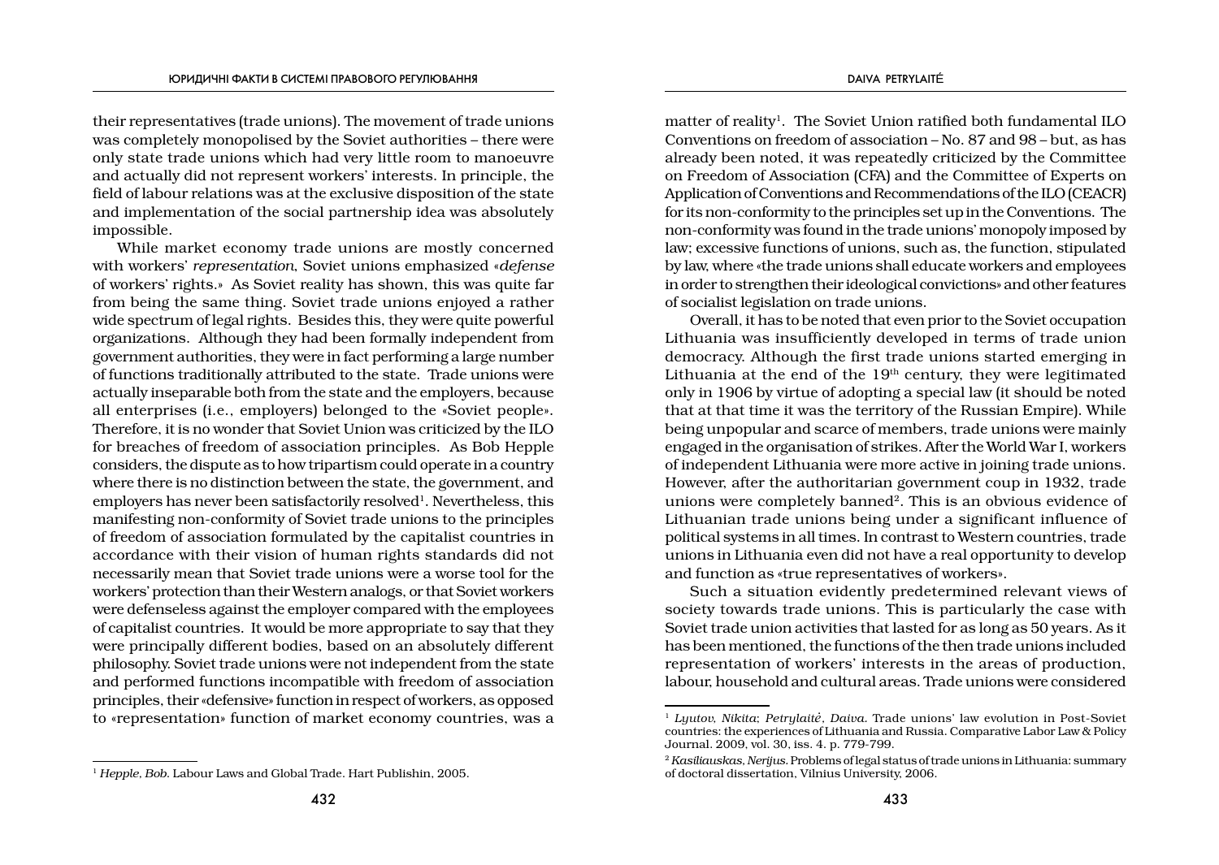their representatives (trade unions). The movement of trade unions was completely monopolised by the Soviet authorities – there were only state trade unions which had very little room to manoeuvre and actually did not represent workers' interests. In principle, the field of labour relations was at the exclusive disposition of the state and implementation of the social partnership idea was absolutely impossible.

While market economy trade unions are mostly concerned with workers' *representation*, Soviet unions emphasized «*defense* of workers' rights.» As Soviet reality has shown, this was quite far from being the same thing. Soviet trade unions enjoyed a rather wide spectrum of legal rights. Besides this, they were quite powerful organizations. Although they had been formally independent from government authorities, they were in fact performing a large number of functions traditionally attributed to the state. Trade unions were actually inseparable both from the state and the employers, because all enterprises (i.e., employers) belonged to the «Soviet people». Therefore, it is no wonder that Soviet Union was criticized by the ILO for breaches of freedom of association principles. As Bob Hepple considers, the dispute as to how tripartism could operate in a country where there is no distinction between the state, the government, and employers has never been satisfactorily resolved[1]. Nevertheless, this manifesting non-conformity of Soviet trade unions to the principles of freedom of association formulated by the capitalist countries in accordance with their vision of human rights standards did not necessarily mean that Soviet trade unions were a worse tool for the workers' protection than their Western analogs, or that Soviet workers were defenseless against the employer compared with the employees of capitalist countries. It would be more appropriate to say that they were principally different bodies, based on an absolutely different philosophy. Soviet trade unions were not independent from the state and performed functions incompatible with freedom of association principles, their «defensive» function in respect of workers, as opposed to «representation» function of market economy countries, was a matter of reality[1]. The Soviet Union ratified both fundamental ILO Conventions on freedom of association – No. 87 and 98 – but, as has already been noted, it was repeatedly criticized by the Committee on Freedom of Association (CFA) and the Committee of Experts on Application of Conventions and Recommendations of the ILO (CEACR) for its non-conformity to the principles set up in the Conventions. The non-conformity was found in the trade unions' monopoly imposed by law; excessive functions of unions, such as, the function, stipulated by law, where «the trade unions shall educate workers and employees in order to strengthen their ideological convictions» and other features of socialist legislation on trade unions.

Overall, it has to be noted that even prior to the Soviet occupation Lithuania was insufficiently developed in terms of trade union democracy. Although the first trade unions started emerging in Lithuania at the end of the 19th century, they were legitimated only in 1906 by virtue of adopting a special law (it should be noted that at that time it was the territory of the Russian Empire). While being unpopular and scarce of members, trade unions were mainly engaged in the organisation of strikes. After the World War I, workers of independent Lithuania were more active in joining trade unions. However, after the authoritarian government coup in 1932, trade unions were completely banned[2]. This is an obvious evidence of Lithuanian trade unions being under a significant influence of political systems in all times. In contrast to Western countries, trade unions in Lithuania even did not have a real opportunity to develop and function as «true representatives of workers».

Such a situation evidently predetermined relevant views of society towards trade unions. This is particularly the case with Soviet trade union activities that lasted for as long as 50 years. As it has been mentioned, the functions of the then trade unions included representation of workers' interests in the areas of production, labour, household and cultural areas. Trade unions were considered

---

[1] *Hepple, Bob.* Labour Laws and Global Trade. Hart Publishin, 2005.

[1] *Lyutov, Nikita; Petrylaitė, Daiva.* Trade unions' law evolution in Post-Soviet countries: the experiences of Lithuania and Russia. Comparative Labor Law & Policy Journal. 2009, vol. 30, iss. 4. p. 779-799.

[2] *Kasiliauskas, Nerijus.* Problems of legal status of trade unions in Lithuania: summary of doctoral dissertation, Vilnius University, 2006.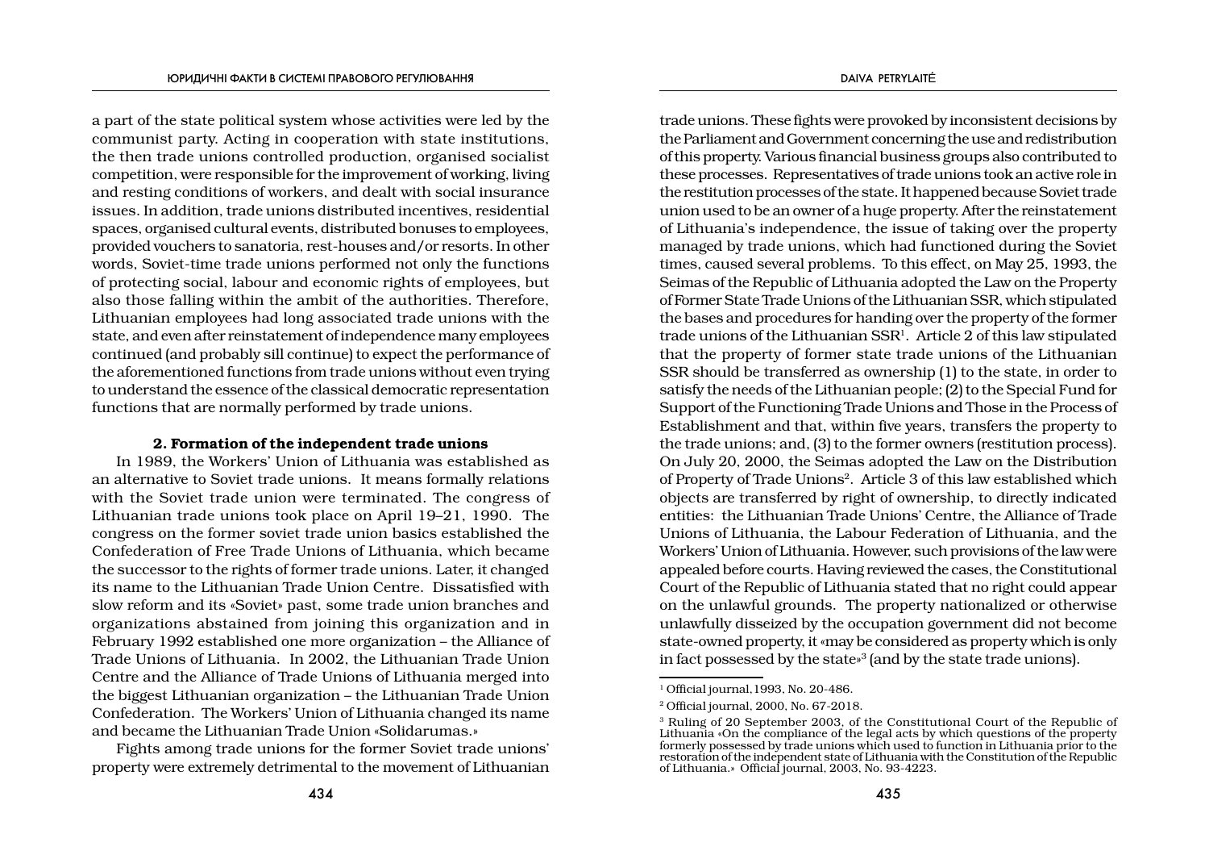a part of the state political system whose activities were led by the communist party. Acting in cooperation with state institutions, the then trade unions controlled production, organised socialist competition, were responsible for the improvement of working, living and resting conditions of workers, and dealt with social insurance issues. In addition, trade unions distributed incentives, residential spaces, organised cultural events, distributed bonuses to employees, provided vouchers to sanatoria, rest-houses and/or resorts. In other words, Soviet-time trade unions performed not only the functions of protecting social, labour and economic rights of employees, but also those falling within the ambit of the authorities. Therefore, Lithuanian employees had long associated trade unions with the state, and even after reinstatement of independence many employees continued (and probably sill continue) to expect the performance of the aforementioned functions from trade unions without even trying to understand the essence of the classical democratic representation functions that are normally performed by trade unions.

### 2. Formation of the independent trade unions

In 1989, the Workers' Union of Lithuania was established as an alternative to Soviet trade unions. It means formally relations with the Soviet trade union were terminated. The congress of Lithuanian trade unions took place on April 19–21, 1990. The congress on the former soviet trade union basics established the Confederation of Free Trade Unions of Lithuania, which became the successor to the rights of former trade unions. Later, it changed its name to the Lithuanian Trade Union Centre. Dissatisfied with slow reform and its «Soviet» past, some trade union branches and organizations abstained from joining this organization and in February 1992 established one more organization – the Alliance of Trade Unions of Lithuania. In 2002, the Lithuanian Trade Union Centre and the Alliance of Trade Unions of Lithuania merged into the biggest Lithuanian organization – the Lithuanian Trade Union Confederation. The Workers' Union of Lithuania changed its name and became the Lithuanian Trade Union «Solidarumas.»

Fights among trade unions for the former Soviet trade unions' property were extremely detrimental to the movement of Lithuanian trade unions. These fights were provoked by inconsistent decisions by the Parliament and Government concerning the use and redistribution of this property. Various financial business groups also contributed to these processes. Representatives of trade unions took an active role in the restitution processes of the state. It happened because Soviet trade union used to be an owner of a huge property. After the reinstatement of Lithuania's independence, the issue of taking over the property managed by trade unions, which had functioned during the Soviet times, caused several problems. To this effect, on May 25, 1993, the Seimas of the Republic of Lithuania adopted the Law on the Property of Former State Trade Unions of the Lithuanian SSR, which stipulated the bases and procedures for handing over the property of the former trade unions of the Lithuanian SSR[1]. Article 2 of this law stipulated that the property of former state trade unions of the Lithuanian SSR should be transferred as ownership (1) to the state, in order to satisfy the needs of the Lithuanian people; (2) to the Special Fund for Support of the Functioning Trade Unions and Those in the Process of Establishment and that, within five years, transfers the property to the trade unions; and, (3) to the former owners (restitution process). On July 20, 2000, the Seimas adopted the Law on the Distribution of Property of Trade Unions[2]. Article 3 of this law established which objects are transferred by right of ownership, to directly indicated entities: the Lithuanian Trade Unions' Centre, the Alliance of Trade Unions of Lithuania, the Labour Federation of Lithuania, and the Workers' Union of Lithuania. However, such provisions of the law were appealed before courts. Having reviewed the cases, the Constitutional Court of the Republic of Lithuania stated that no right could appear on the unlawful grounds. The property nationalized or otherwise unlawfully disseized by the occupation government did not become state-owned property, it «may be considered as property which is only in fact possessed by the state»[3] (and by the state trade unions).

---

[1] Official journal, 1993, No. 20-486.

[2] Official journal, 2000, No. 67-2018.

[3] Ruling of 20 September 2003, of the Constitutional Court of the Republic of Lithuania «On the compliance of the legal acts by which questions of the property formerly possessed by trade unions which used to function in Lithuania prior to the restoration of the independent state of Lithuania with the Constitution of the Republic of Lithuania.» Official journal, 2003, No. 93-4223.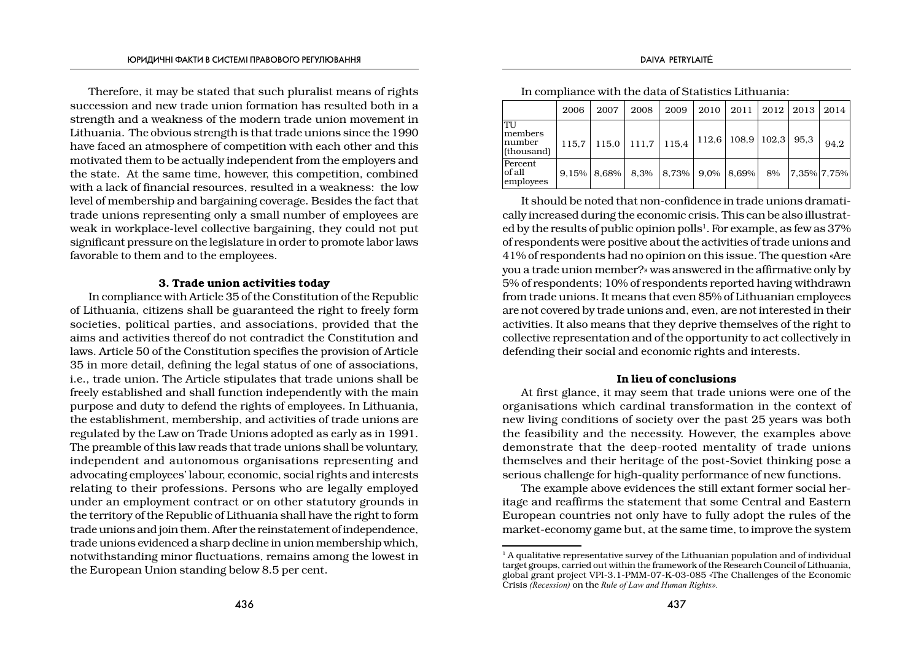Therefore, it may be stated that such pluralist means of rights succession and new trade union formation has resulted both in a strength and a weakness of the modern trade union movement in Lithuania. The obvious strength is that trade unions since the 1990 have faced an atmosphere of competition with each other and this motivated them to be actually independent from the employers and the state. At the same time, however, this competition, combined with a lack of financial resources, resulted in a weakness: the low level of membership and bargaining coverage. Besides the fact that trade unions representing only a small number of employees are weak in workplace-level collective bargaining, they could not put significant pressure on the legislature in order to promote labor laws favorable to them and to the employees.

### 3. Trade union activities today

In compliance with Article 35 of the Constitution of the Republic of Lithuania, citizens shall be guaranteed the right to freely form societies, political parties, and associations, provided that the aims and activities thereof do not contradict the Constitution and laws. Article 50 of the Constitution specifies the provision of Article 35 in more detail, defining the legal status of one of associations, i.e., trade union. The Article stipulates that trade unions shall be freely established and shall function independently with the main purpose and duty to defend the rights of employees. In Lithuania, the establishment, membership, and activities of trade unions are regulated by the Law on Trade Unions adopted as early as in 1991. The preamble of this law reads that trade unions shall be voluntary, independent and autonomous organisations representing and advocating employees' labour, economic, social rights and interests relating to their professions. Persons who are legally employed under an employment contract or on other statutory grounds in the territory of the Republic of Lithuania shall have the right to form trade unions and join them. After the reinstatement of independence, trade unions evidenced a sharp decline in union membership which, notwithstanding minor fluctuations, remains among the lowest in the European Union standing below 8.5 per cent.

In compliance with the data of Statistics Lithuania:

| | 2006 | 2007 | 2008 | 2009 | 2010 | 2011 | 2012 | 2013 | 2014 |
|---|---|---|---|---|---|---|---|---|---|
| TU members number (thousand) | 115,7 | 115,0 | 111,7 | 115,4 | 112,6 | 108,9 | 102,3 | 95,3 | 94,2 |
| Percent of all employees | 9,15% | 8,68% | 8,3% | 8,73% | 9,0% | 8,69% | 8% | 7,35% | 7,75% |

It should be noted that non-confidence in trade unions dramatically increased during the economic crisis. This can be also illustrated by the results of public opinion polls[1]. For example, as few as 37% of respondents were positive about the activities of trade unions and 41% of respondents had no opinion on this issue. The question «Are you a trade union member?» was answered in the affirmative only by 5% of respondents; 10% of respondents reported having withdrawn from trade unions. It means that even 85% of Lithuanian employees are not covered by trade unions and, even, are not interested in their activities. It also means that they deprive themselves of the right to collective representation and of the opportunity to act collectively in defending their social and economic rights and interests.

### In lieu of conclusions

At first glance, it may seem that trade unions were one of the organisations which cardinal transformation in the context of new living conditions of society over the past 25 years was both the feasibility and the necessity. However, the examples above demonstrate that the deep-rooted mentality of trade unions themselves and their heritage of the post-Soviet thinking pose a serious challenge for high-quality performance of new functions.

The example above evidences the still extant former social heritage and reaffirms the statement that some Central and Eastern European countries not only have to fully adopt the rules of the market-economy game but, at the same time, to improve the system

[1] A qualitative representative survey of the Lithuanian population and of individual target groups, carried out within the framework of the Research Council of Lithuania, global grant project VPI-3.1-PMM-07-K-03-085 «The Challenges of the Economic Crisis *(Recession)* on the *Rule of Law and Human Rights*».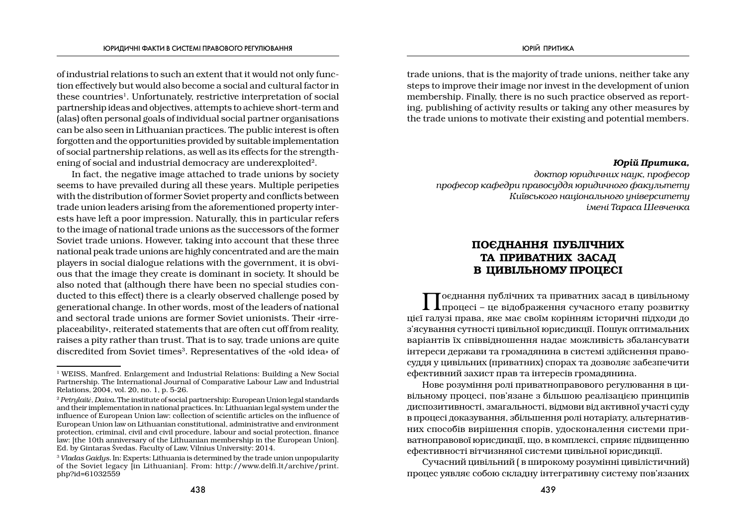of industrial relations to such an extent that it would not only function effectively but would also become a social and cultural factor in these countries[1]. Unfortunately, restrictive interpretation of social partnership ideas and objectives, attempts to achieve short-term and (alas) often personal goals of individual social partner organisations can be also seen in Lithuanian practices. The public interest is often forgotten and the opportunities provided by suitable implementation of social partnership relations, as well as its effects for the strengthening of social and industrial democracy are underexploited[2].

In fact, the negative image attached to trade unions by society seems to have prevailed during all these years. Multiple peripeties with the distribution of former Soviet property and conflicts between trade union leaders arising from the aforementioned property interests have left a poor impression. Naturally, this in particular refers to the image of national trade unions as the successors of the former Soviet trade unions. However, taking into account that these three national peak trade unions are highly concentrated and are the main players in social dialogue relations with the government, it is obvious that the image they create is dominant in society. It should be also noted that (although there have been no special studies conducted to this effect) there is a clearly observed challenge posed by generational change. In other words, most of the leaders of national and sectoral trade unions are former Soviet unionists. Their «irreplaceability», reiterated statements that are often cut off from reality, raises a pity rather than trust. That is to say, trade unions are quite discredited from Soviet times[3]. Representatives of the «old idea» of trade unions, that is the majority of trade unions, neither take any steps to improve their image nor invest in the development of union membership. Finally, there is no such practice observed as reporting, publishing of activity results or taking any other measures by the trade unions to motivate their existing and potential members.

[1] WEISS, Manfred. Enlargement and Industrial Relations: Building a New Social Partnership. The International Journal of Comparative Labour Law and Industrial Relations, 2004, vol. 20, no. 1, p. 5-26.

[2] *Petrylaitė, Daiva.* The institute of social partnership: European Union legal standards and their implementation in national practices. In: Lithuanian legal system under the influence of European Union law: collection of scientific articles on the influence of European Union law on Lithuanian constitutional, administrative and environment protection, criminal, civil and civil procedure, labour and social protection, finance law: [the 10th anniversary of the Lithuanian membership in the European Union]. Ed. by Gintaras Švedas. Faculty of Law, Vilnius University: 2014.

[3] *Vladas Gaidys.* In: Experts: Lithuania is determined by the trade union unpopularity of the Soviet legacy [in Lithuanian]. From: http://www.delfi.lt/archive/print.php?id=61032559

***Юрій Притика,***
*доктор юридичних наук, професор*
*професор кафедри правосуддя юридичного факультету*
*Київського національного університету*
*імені Тараса Шевченка*

# ПОЄДНАННЯ ПУБЛІЧНИХ ТА ПРИВАТНИХ ЗАСАД В ЦИВІЛЬНОМУ ПРОЦЕСІ

Поєднання публічних та приватних засад в цивільному процесі – це відображення сучасного етапу розвитку цієї галузі права, яке має своїм корінням історичні підходи до з'ясування сутності цивільної юрисдикції. Пошук оптимальних варіантів їх співвідношення надає можливість збалансувати інтереси держави та громадянина в системі здійснення правосуддя у цивільних (приватних) спорах та дозволяє забезпечити ефективний захист прав та інтересів громадянина.

Нове розуміння ролі приватноправового регулювання в цивільному процесі, пов'язане з більшою реалізацією принципів диспозитивності, змагальності, відмови від активної участі суду в процесі доказування, збільшення ролі нотаріату, альтернативних способів вирішення спорів, удосконалення системи приватноправової юрисдикції, що, в комплексі, сприяє підвищенню ефективності вітчизняної системи цивільної юрисдикції.

Сучасний цивільний ( в широкому розумінні цивілістичний) процес уявляє собою складну інтегративну систему пов'язаних